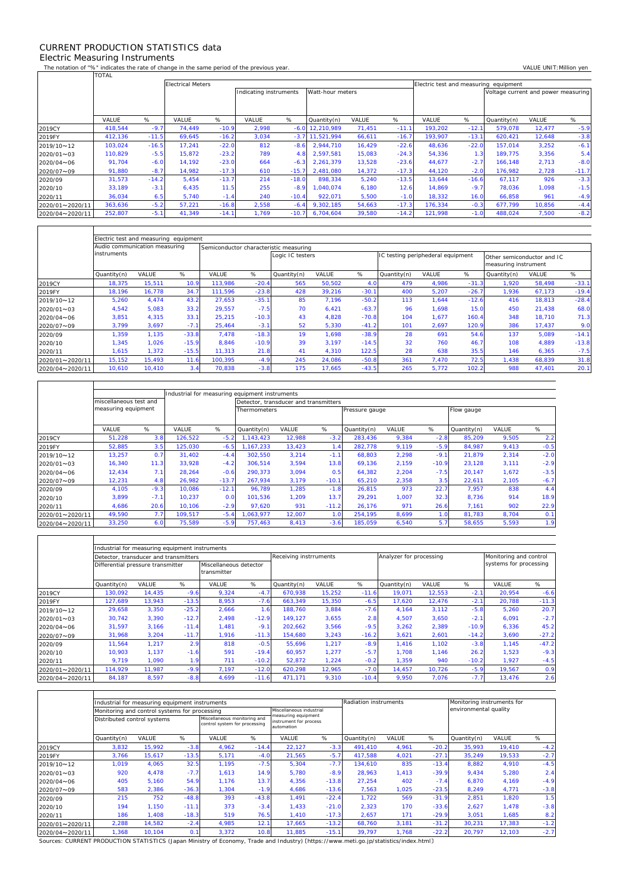# CURRENT PRODUCTION STATISTICS data

## Electric Measuring Instruments

The notation of "%" indicates the rate of change in the same period of the previous year.

VALUE UNIT:Million yen

| | TOTAL | | Electrical Meters | | | | | | | Electric test and measuring equipment | | | | |
|---|---|---|---|---|---|---|---|---|---|---|---|---|---|---|
| | | | | | Indicating instruments | | Watt-hour meters | | | | | Voltage current and power measuring | | |
| | VALUE | % | VALUE | % | VALUE | % | Quantity(n) | VALUE | % | VALUE | % | Quantity(n) | VALUE | % |
| 2019CY | 418,544 | -9.7 | 74,449 | -10.9 | 2,998 | -6.0 | 12,210,989 | 71,451 | -11.1 | 193,202 | -12.1 | 579,078 | 12,477 | -5.9 |
| 2019FY | 412,136 | -11.5 | 69,645 | -16.2 | 3,034 | -3.7 | 11,521,994 | 66,611 | -16.7 | 193,907 | -13.1 | 620,421 | 12,648 | -3.8 |
| 2019/10～12 | 103,024 | -16.5 | 17,241 | -22.0 | 812 | -8.6 | 2,944,710 | 16,429 | -22.6 | 48,636 | -22.0 | 157,014 | 3,252 | -6.1 |
| 2020/01～03 | 110,829 | -5.5 | 15,872 | -23.2 | 789 | 4.8 | 2,597,581 | 15,083 | -24.3 | 54,336 | 1.3 | 189,775 | 3,356 | 5.4 |
| 2020/04～06 | 91,704 | -6.0 | 14,192 | -23.0 | 664 | -6.3 | 2,261,379 | 13,528 | -23.6 | 44,677 | -2.7 | 166,148 | 2,713 | -8.0 |
| 2020/07～09 | 91,880 | -8.7 | 14,982 | -17.3 | 610 | -15.7 | 2,481,080 | 14,372 | -17.3 | 44,120 | -2.0 | 176,982 | 2,728 | -11.7 |
| 2020/09 | 31,573 | -14.2 | 5,454 | -13.7 | 214 | -18.0 | 898,334 | 5,240 | -13.5 | 13,644 | -16.6 | 67,117 | 926 | -3.3 |
| 2020/10 | 33,189 | -3.1 | 6,435 | 11.5 | 255 | -8.9 | 1,040,074 | 6,180 | 12.6 | 14,869 | -9.7 | 78,036 | 1,098 | -1.5 |
| 2020/11 | 36,034 | 6.5 | 5,740 | -1.4 | 240 | -10.4 | 922,071 | 5,500 | -1.0 | 18,332 | 16.0 | 66,858 | 961 | -4.9 |
| 2020/01～2020/11 | 363,636 | -5.2 | 57,221 | -16.8 | 2,558 | -6.4 | 9,302,185 | 54,663 | -17.3 | 176,334 | -0.3 | 677,799 | 10,856 | -4.4 |
| 2020/04～2020/11 | 252,807 | -5.1 | 41,349 | -14.1 | 1,769 | -10.7 | 6,704,604 | 39,580 | -14.2 | 121,998 | -1.0 | 488,024 | 7,500 | -8.2 |

| | Electric test and measuring equipment | | | | | | | | | | | | | | |
|---|---|---|---|---|---|---|---|---|---|---|---|---|---|---|---|
| | Audio communication measuring instruments | | | Semiconductor characteristic measuring | | | | | | | | | | | |
| | | | | | | Logic IC testers | | | IC testing peripheheral equipment | | | Other semiconductor and IC measuring instrument | | | |
| | Quantity(n) | VALUE | % | VALUE | % | Quantity(n) | VALUE | % | Quantity(n) | VALUE | % | Quantity(n) | VALUE | % | |
| 2019CY | 18,375 | 15,511 | 10.9 | 113,986 | -20.4 | 565 | 50,502 | 4.0 | 479 | 4,986 | -31.3 | 1,920 | 58,498 | -33.1 | |
| 2019FY | 18,196 | 16,778 | 34.7 | 111,596 | -23.8 | 428 | 39,216 | -30.1 | 400 | 5,207 | -26.7 | 1,936 | 67,173 | -19.4 | |
| 2019/10～12 | 5,260 | 4,474 | 43.2 | 27,653 | -35.1 | 85 | 7,196 | -50.2 | 113 | 1,644 | -12.6 | 416 | 18,813 | -28.4 | |
| 2020/01～03 | 4,542 | 5,083 | 33.2 | 29,557 | -7.5 | 70 | 6,421 | -63.7 | 96 | 1,698 | 15.0 | 450 | 21,438 | 68.0 | |
| 2020/04～06 | 3,851 | 4,315 | 33.1 | 25,215 | -10.3 | 43 | 4,828 | -70.8 | 104 | 1,677 | 160.4 | 348 | 18,710 | 71.3 | |
| 2020/07～09 | 3,799 | 3,697 | -7.1 | 25,464 | -3.1 | 52 | 5,330 | -41.2 | 101 | 2,697 | 120.9 | 386 | 17,437 | 9.0 | |
| 2020/09 | 1,359 | 1,135 | -33.8 | 7,478 | -18.3 | 19 | 1,698 | -38.9 | 28 | 691 | 54.6 | 137 | 5,089 | -14.1 | |
| 2020/10 | 1,345 | 1,026 | -15.9 | 8,846 | -10.9 | 39 | 3,197 | -14.5 | 32 | 760 | 46.7 | 108 | 4,889 | -13.8 | |
| 2020/11 | 1,615 | 1,372 | -15.5 | 11,313 | 21.8 | 41 | 4,310 | 122.5 | 28 | 638 | 35.5 | 146 | 6,365 | -7.5 | |
| 2020/01～2020/11 | 15,152 | 15,493 | 11.6 | 100,395 | -4.9 | 245 | 24,086 | -50.8 | 361 | 7,470 | 72.5 | 1,438 | 68,839 | 31.8 | |
| 2020/04～2020/11 | 10,610 | 10,410 | 3.4 | 70,838 | -3.8 | 175 | 17,665 | -43.5 | 265 | 5,772 | 102.2 | 988 | 47,401 | 20.1 | |

| | miscellaneous test and measuring equipment | | Industrial for measuring equipment instruments | | | | | | | | | | | |
|---|---|---|---|---|---|---|---|---|---|---|---|---|---|---|
| | | | | | Detector, transducer and transmitters | | | | | | | | | |
| | | | | | Thermometers | | | Pressure gauge | | | Flow gauge | | | |
| | VALUE | % | VALUE | % | Quantity(n) | VALUE | % | Quantity(n) | VALUE | % | Quantity(n) | VALUE | % | |
| 2019CY | 51,228 | 3.8 | 126,522 | -5.2 | 1,143,423 | 12,988 | -3.2 | 283,436 | 9,384 | -2.8 | 85,209 | 9,505 | 2.2 | |
| 2019FY | 52,885 | 3.5 | 125,030 | -6.5 | 1,167,233 | 13,423 | 1.4 | 282,778 | 9,119 | -5.9 | 84,987 | 9,413 | -0.5 | |
| 2019/10～12 | 13,257 | 0.7 | 31,402 | -4.4 | 302,550 | 3,214 | -1.1 | 68,803 | 2,298 | -9.1 | 21,879 | 2,314 | -2.0 | |
| 2020/01～03 | 16,340 | 11.3 | 33,928 | -4.2 | 306,514 | 3,594 | 13.8 | 69,136 | 2,159 | -10.9 | 23,128 | 3,111 | -2.9 | |
| 2020/04～06 | 12,434 | 7.1 | 28,264 | -0.6 | 290,373 | 3,094 | 0.5 | 64,382 | 2,204 | -7.5 | 20,147 | 1,672 | -3.5 | |
| 2020/07～09 | 12,231 | 4.8 | 26,982 | -13.7 | 267,934 | 3,179 | -10.1 | 65,210 | 2,358 | 3.5 | 22,611 | 2,105 | -6.7 | |
| 2020/09 | 4,105 | -9.3 | 10,086 | -12.1 | 96,789 | 1,285 | -1.8 | 26,815 | 973 | 22.7 | 7,957 | 838 | 4.4 | |
| 2020/10 | 3,899 | -7.1 | 10,237 | 0.0 | 101,536 | 1,209 | 13.7 | 29,291 | 1,007 | 32.3 | 8,736 | 914 | 18.9 | |
| 2020/11 | 4,686 | 20.6 | 10,106 | -2.9 | 97,620 | 931 | -11.2 | 26,176 | 971 | 26.6 | 7,161 | 902 | 22.9 | |
| 2020/01～2020/11 | 49,590 | 7.7 | 109,517 | -5.4 | 1,063,977 | 12,007 | 1.0 | 254,195 | 8,699 | 1.0 | 81,783 | 8,704 | 0.1 | |
| 2020/04～2020/11 | 33,250 | 6.0 | 75,589 | -5.9 | 757,463 | 8,413 | -3.6 | 185,059 | 6,540 | 5.7 | 58,655 | 5,593 | 1.9 | |

| | Industrial for measuring equipment instruments | | | | | | | | | | | | |
|---|---|---|---|---|---|---|---|---|---|---|---|---|---|
| | Detector, transducer and transmitters | | | | | Receiving instrruments | | | Analyzer for processing | | | Monitoring and control systems for processing | |
| | Differential pressure transmitter | | | Miscellaneous detector transmitter | | | | | | | | | |
| | Quantity(n) | VALUE | % | VALUE | % | Quantity(n) | VALUE | % | Quantity(n) | VALUE | % | VALUE | % |
| 2019CY | 130,092 | 14,435 | -9.6 | 9,324 | -4.7 | 670,938 | 15,252 | -11.6 | 19,071 | 12,553 | -2.1 | 20,954 | -6.6 |
| 2019FY | 127,689 | 13,943 | -13.5 | 8,953 | -7.6 | 663,349 | 15,350 | -6.5 | 17,620 | 12,476 | -2.1 | 20,788 | -11.3 |
| 2019/10～12 | 29,658 | 3,350 | -25.2 | 2,666 | 1.6 | 188,760 | 3,884 | -7.6 | 4,164 | 3,112 | -5.8 | 5,260 | 20.7 |
| 2020/01～03 | 30,742 | 3,390 | -12.7 | 2,498 | -12.9 | 149,127 | 3,655 | 2.8 | 4,507 | 3,650 | -2.1 | 6,091 | -2.7 |
| 2020/04～06 | 31,597 | 3,166 | -11.4 | 1,481 | -9.1 | 202,662 | 3,566 | -9.5 | 3,262 | 2,389 | -10.9 | 6,336 | 45.2 |
| 2020/07～09 | 31,968 | 3,204 | -11.7 | 1,916 | -11.3 | 154,680 | 3,243 | -16.2 | 3,621 | 2,601 | -14.2 | 3,690 | -27.2 |
| 2020/09 | 11,564 | 1,217 | 2.9 | 818 | -0.5 | 55,696 | 1,217 | -8.9 | 1,416 | 1,102 | -3.8 | 1,145 | -47.2 |
| 2020/10 | 10,903 | 1,137 | -1.6 | 591 | -19.4 | 60,957 | 1,277 | -5.7 | 1,708 | 1,146 | 26.2 | 1,523 | -9.3 |
| 2020/11 | 9,719 | 1,090 | 1.9 | 711 | -10.2 | 52,872 | 1,224 | -0.2 | 1,359 | 940 | -10.2 | 1,927 | -4.5 |
| 2020/01～2020/11 | 114,929 | 11,987 | -9.9 | 7,197 | -12.0 | 620,298 | 12,965 | -7.0 | 14,457 | 10,726 | -5.9 | 19,567 | 0.9 |
| 2020/04～2020/11 | 84,187 | 8,597 | -8.8 | 4,699 | -11.6 | 471,171 | 9,310 | -10.4 | 9,950 | 7,076 | -7.7 | 13,476 | 2.6 |

| | Industrial for measuring equipment instruments | | | | | | | Radiation instruments | | | Monitoring instruments for environmental quality | | |
|---|---|---|---|---|---|---|---|---|---|---|---|---|---|
| | Monitoring and control systems for processing | | | | | Miscellaneous industrial measuring equipment instrument for process automation | | | | | | | |
| | Distributed control systems | | | Miscellaneous monitoring and control system for processing | | | | | | | | | |
| | Quantity(n) | VALUE | % | VALUE | % | VALUE | % | Quantity(n) | VALUE | % | Quantity(n) | VALUE | % |
| 2019CY | 3,832 | 15,992 | -3.8 | 4,962 | -14.4 | 22,127 | -3.3 | 491,410 | 4,961 | -20.2 | 35,993 | 19,410 | -4.2 |
| 2019FY | 3,766 | 15,617 | -13.5 | 5,171 | -4.0 | 21,565 | -5.7 | 417,588 | 4,021 | -27.1 | 35,249 | 19,533 | -2.7 |
| 2019/10～12 | 1,019 | 4,065 | 32.5 | 1,195 | -7.5 | 5,304 | -7.7 | 134,610 | 835 | -13.4 | 8,882 | 4,910 | -4.5 |
| 2020/01～03 | 920 | 4,478 | -7.7 | 1,613 | 14.9 | 5,780 | -8.9 | 28,963 | 1,413 | -39.9 | 9,434 | 5,280 | 2.4 |
| 2020/04～06 | 405 | 5,160 | 54.9 | 1,176 | 13.7 | 4,356 | -13.8 | 27,254 | 402 | -7.4 | 6,870 | 4,169 | -4.9 |
| 2020/07～09 | 583 | 2,386 | -36.3 | 1,304 | -1.9 | 4,686 | -13.6 | 7,563 | 1,025 | -23.5 | 8,249 | 4,771 | -3.8 |
| 2020/09 | 215 | 752 | -48.8 | 393 | -43.8 | 1,491 | -22.4 | 1,722 | 569 | -31.9 | 2,851 | 1,820 | 1.5 |
| 2020/10 | 194 | 1,150 | -11.1 | 373 | -3.4 | 1,433 | -21.0 | 2,323 | 170 | -33.6 | 2,627 | 1,478 | -3.8 |
| 2020/11 | 186 | 1,408 | -18.3 | 519 | 76.5 | 1,410 | -17.3 | 2,657 | 171 | -29.9 | 3,051 | 1,685 | 8.2 |
| 2020/01～2020/11 | 2,288 | 14,582 | -2.4 | 4,985 | 12.1 | 17,665 | -13.2 | 68,760 | 3,181 | -31.2 | 30,231 | 17,383 | -1.2 |
| 2020/04～2020/11 | 1,368 | 10,104 | 0.1 | 3,372 | 10.8 | 11,885 | -15.1 | 39,797 | 1,768 | -22.2 | 20,797 | 12,103 | -2.7 |

Sources: CURRENT PRODUCTION STATISTICS (Japan Ministry of Economy, Trade and Industry) [https://www.meti.go.jp/statistics/index.html]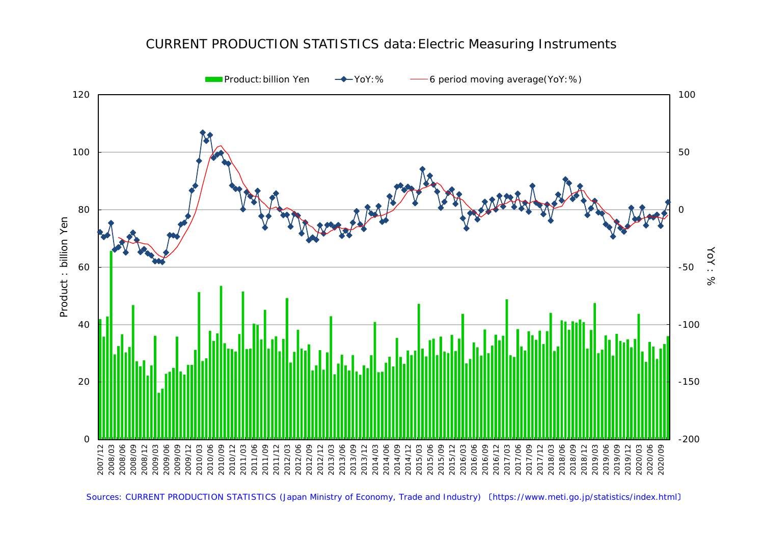# CURRENT PRODUCTION STATISTICS data:Electric Measuring Instruments

Product:billion Yen
YoY:%
6 period moving average(YoY:%)

Product : billion Yen

YoY : %

120
100
80
60
40
20
0

100
50
0
-50
-100
-150
-200

2007/12
2008/03
2008/06
2008/09
2008/12
2009/03
2009/06
2009/09
2009/12
2010/03
2010/06
2010/09
2010/12
2011/03
2011/06
2011/09
2011/12
2012/03
2012/06
2012/09
2012/12
2013/03
2013/06
2013/09
2013/12
2014/03
2014/06
2014/09
2014/12
2015/03
2015/06
2015/09
2015/12
2016/03
2016/06
2016/09
2016/12
2017/03
2017/06
2017/09
2017/12
2018/03
2018/06
2018/09
2018/12
2019/03
2019/06
2019/09
2019/12
2020/03
2020/06
2020/09

Sources: CURRENT PRODUCTION STATISTICS (Japan Ministry of Economy, Trade and Industry) 〔https://www.meti.go.jp/statistics/index.html〕